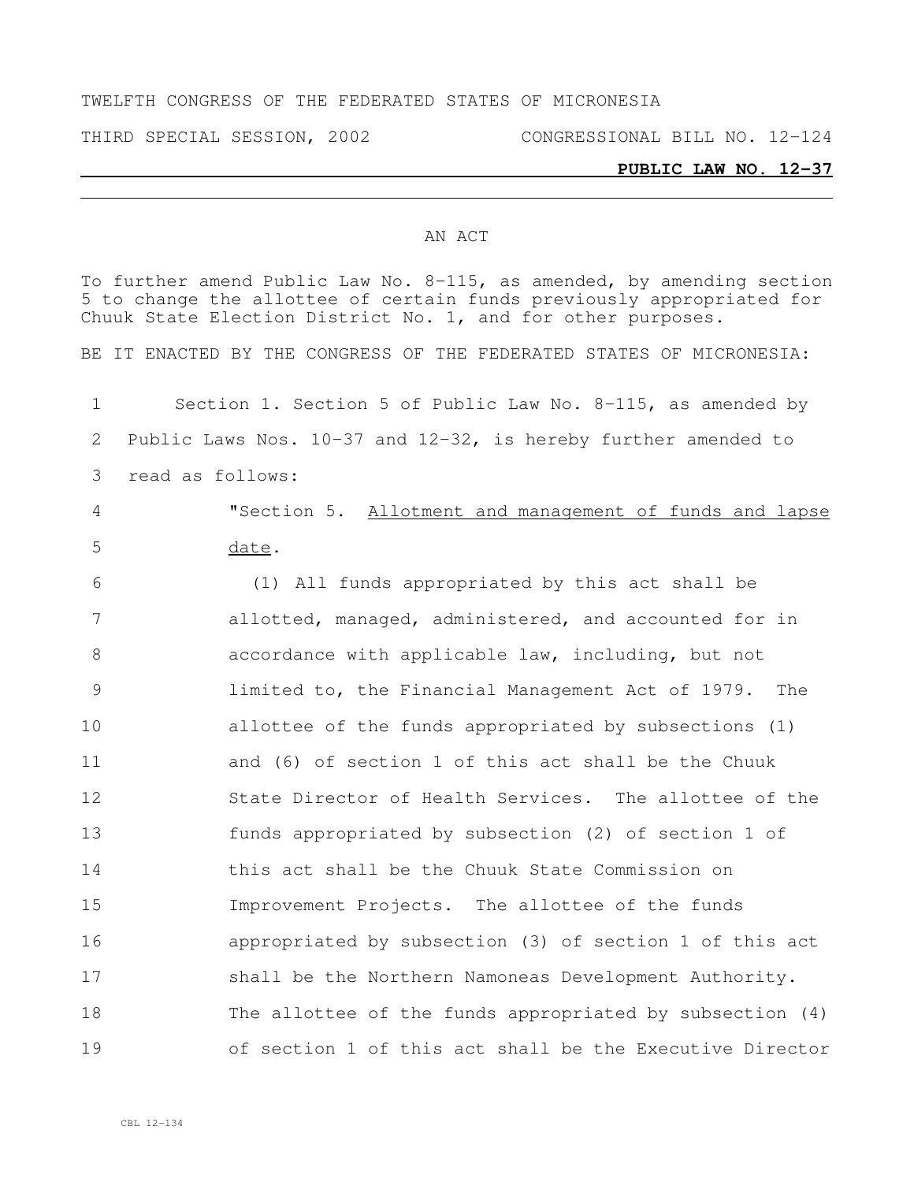TWELFTH CONGRESS OF THE FEDERATED STATES OF MICRONESIA

THIRD SPECIAL SESSION, 2002 CONGRESSIONAL BILL NO. 12-124

**PUBLIC LAW NO. 12-37**

AN ACT

To further amend Public Law No. 8-115, as amended, by amending section 5 to change the allottee of certain funds previously appropriated for Chuuk State Election District No. 1, and for other purposes.

BE IT ENACTED BY THE CONGRESS OF THE FEDERATED STATES OF MICRONESIA:

Section 1. Section 5 of Public Law No. 8-115, as amended by Public Laws Nos. 10-37 and 12-32, is hereby further amended to read as follows:

"Section 5. Allotment and management of funds and lapse date.

(1) All funds appropriated by this act shall be allotted, managed, administered, and accounted for in accordance with applicable law, including, but not limited to, the Financial Management Act of 1979. The allottee of the funds appropriated by subsections (1) and (6) of section 1 of this act shall be the Chuuk State Director of Health Services. The allottee of the funds appropriated by subsection (2) of section 1 of this act shall be the Chuuk State Commission on Improvement Projects. The allottee of the funds appropriated by subsection (3) of section 1 of this act shall be the Northern Namoneas Development Authority. The allottee of the funds appropriated by subsection (4) of section 1 of this act shall be the Executive Director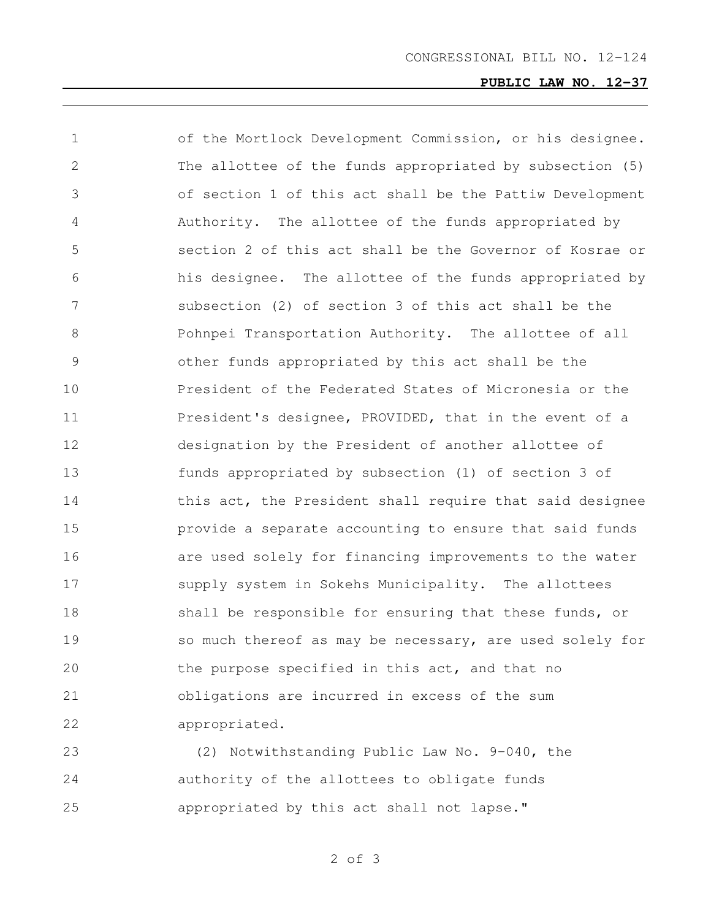of the Mortlock Development Commission, or his designee. The allottee of the funds appropriated by subsection (5) of section 1 of this act shall be the Pattiw Development Authority. The allottee of the funds appropriated by section 2 of this act shall be the Governor of Kosrae or his designee. The allottee of the funds appropriated by subsection (2) of section 3 of this act shall be the Pohnpei Transportation Authority. The allottee of all other funds appropriated by this act shall be the President of the Federated States of Micronesia or the President's designee, PROVIDED, that in the event of a designation by the President of another allottee of funds appropriated by subsection (1) of section 3 of this act, the President shall require that said designee provide a separate accounting to ensure that said funds are used solely for financing improvements to the water supply system in Sokehs Municipality. The allottees shall be responsible for ensuring that these funds, or so much thereof as may be necessary, are used solely for the purpose specified in this act, and that no obligations are incurred in excess of the sum appropriated.

(2) Notwithstanding Public Law No. 9-040, the authority of the allottees to obligate funds appropriated by this act shall not lapse."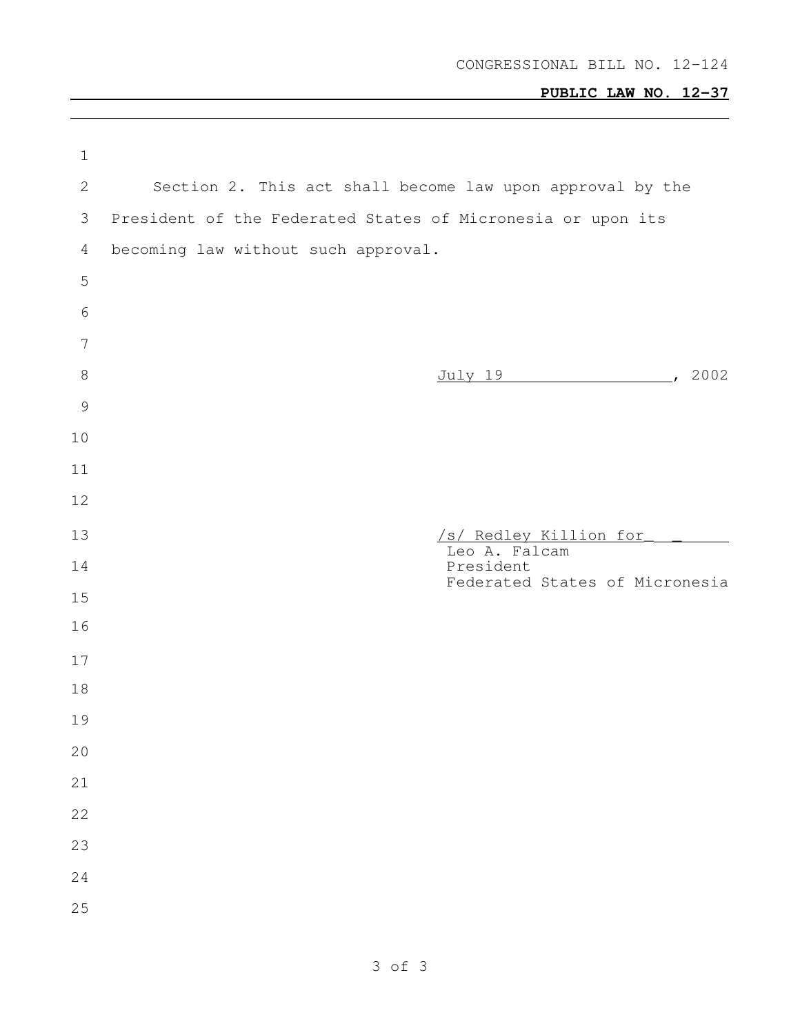CONGRESSIONAL BILL NO. 12-124

**PUBLIC LAW NO. 12-37**

Section 2. This act shall become law upon approval by the President of the Federated States of Micronesia or upon its becoming law without such approval.

July 19, 2002

/s/ Redley Killion for
Leo A. Falcam
President
Federated States of Micronesia